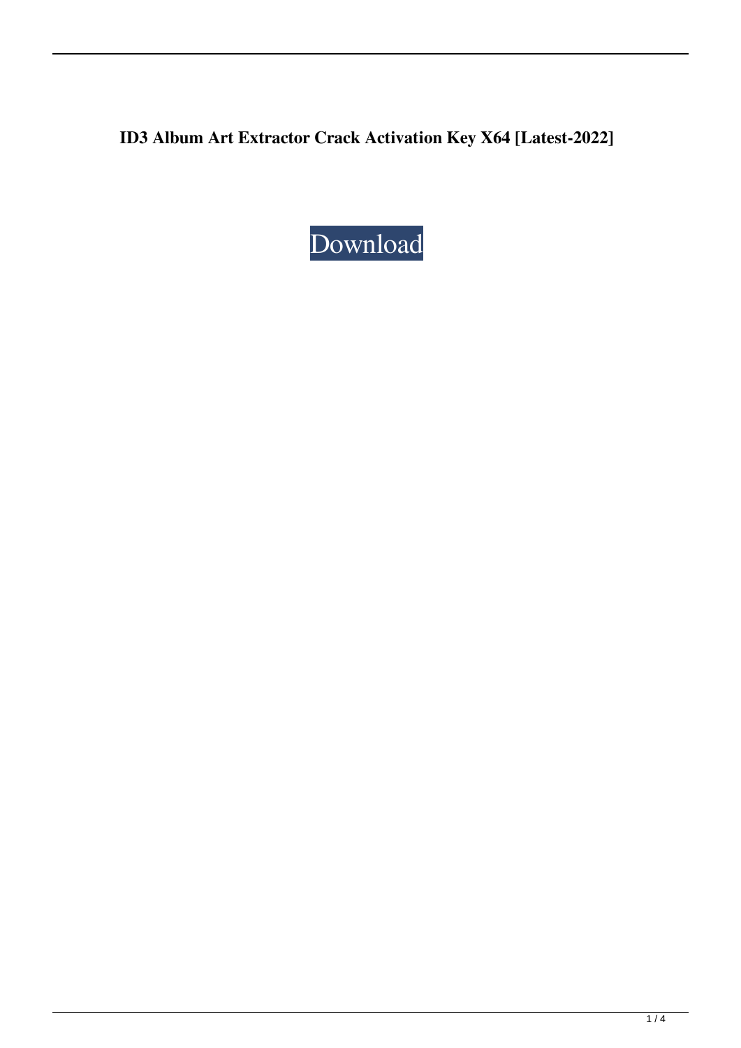**ID3 Album Art Extractor Crack Activation Key X64 [Latest-2022]**

Download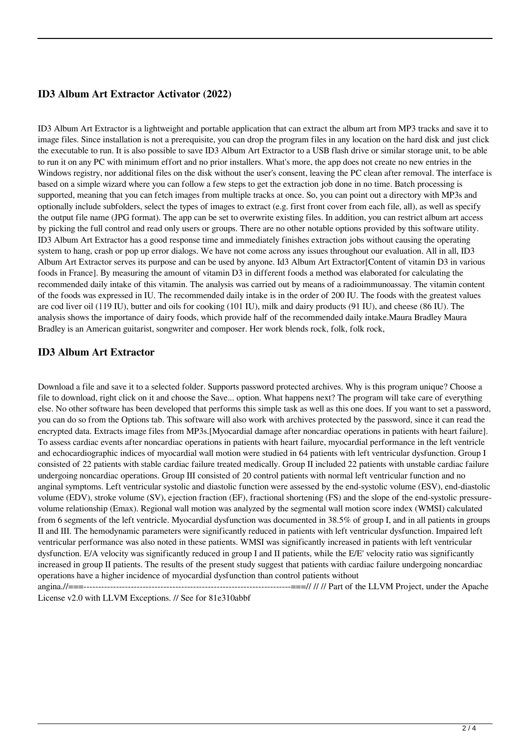## ID3 Album Art Extractor Activator (2022)

ID3 Album Art Extractor is a lightweight and portable application that can extract the album art from MP3 tracks and save it to image files. Since installation is not a prerequisite, you can drop the program files in any location on the hard disk and just click the executable to run. It is also possible to save ID3 Album Art Extractor to a USB flash drive or similar storage unit, to be able to run it on any PC with minimum effort and no prior installers. What's more, the app does not create no new entries in the Windows registry, nor additional files on the disk without the user's consent, leaving the PC clean after removal. The interface is based on a simple wizard where you can follow a few steps to get the extraction job done in no time. Batch processing is supported, meaning that you can fetch images from multiple tracks at once. So, you can point out a directory with MP3s and optionally include subfolders, select the types of images to extract (e.g. first front cover from each file, all), as well as specify the output file name (JPG format). The app can be set to overwrite existing files. In addition, you can restrict album art access by picking the full control and read only users or groups. There are no other notable options provided by this software utility. ID3 Album Art Extractor has a good response time and immediately finishes extraction jobs without causing the operating system to hang, crash or pop up error dialogs. We have not come across any issues throughout our evaluation. All in all, ID3 Album Art Extractor serves its purpose and can be used by anyone. Id3 Album Art Extractor[Content of vitamin D3 in various foods in France]. By measuring the amount of vitamin D3 in different foods a method was elaborated for calculating the recommended daily intake of this vitamin. The analysis was carried out by means of a radioimmunoassay. The vitamin content of the foods was expressed in IU. The recommended daily intake is in the order of 200 IU. The foods with the greatest values are cod liver oil (119 IU), butter and oils for cooking (101 IU), milk and dairy products (91 IU), and cheese (86 IU). The analysis shows the importance of dairy foods, which provide half of the recommended daily intake.Maura Bradley Maura Bradley is an American guitarist, songwriter and composer. Her work blends rock, folk, folk rock,

## ID3 Album Art Extractor

Download a file and save it to a selected folder. Supports password protected archives. Why is this program unique? Choose a file to download, right click on it and choose the Save... option. What happens next? The program will take care of everything else. No other software has been developed that performs this simple task as well as this one does. If you want to set a password, you can do so from the Options tab. This software will also work with archives protected by the password, since it can read the encrypted data. Extracts image files from MP3s.[Myocardial damage after noncardiac operations in patients with heart failure]. To assess cardiac events after noncardiac operations in patients with heart failure, myocardial performance in the left ventricle and echocardiographic indices of myocardial wall motion were studied in 64 patients with left ventricular dysfunction. Group I consisted of 22 patients with stable cardiac failure treated medically. Group II included 22 patients with unstable cardiac failure undergoing noncardiac operations. Group III consisted of 20 control patients with normal left ventricular function and no anginal symptoms. Left ventricular systolic and diastolic function were assessed by the end-systolic volume (ESV), end-diastolic volume (EDV), stroke volume (SV), ejection fraction (EF), fractional shortening (FS) and the slope of the end-systolic pressure-volume relationship (Emax). Regional wall motion was analyzed by the segmental wall motion score index (WMSI) calculated from 6 segments of the left ventricle. Myocardial dysfunction was documented in 38.5% of group I, and in all patients in groups II and III. The hemodynamic parameters were significantly reduced in patients with left ventricular dysfunction. Impaired left ventricular performance was also noted in these patients. WMSI was significantly increased in patients with left ventricular dysfunction. E/A velocity was significantly reduced in group I and II patients, while the E/E' velocity ratio was significantly increased in group II patients. The results of the present study suggest that patients with cardiac failure undergoing noncardiac operations have a higher incidence of myocardial dysfunction than control patients without angina.//===----------------------------------------------------------------------===// // // Part of the LLVM Project, under the Apache License v2.0 with LLVM Exceptions. // See for 81e310abbf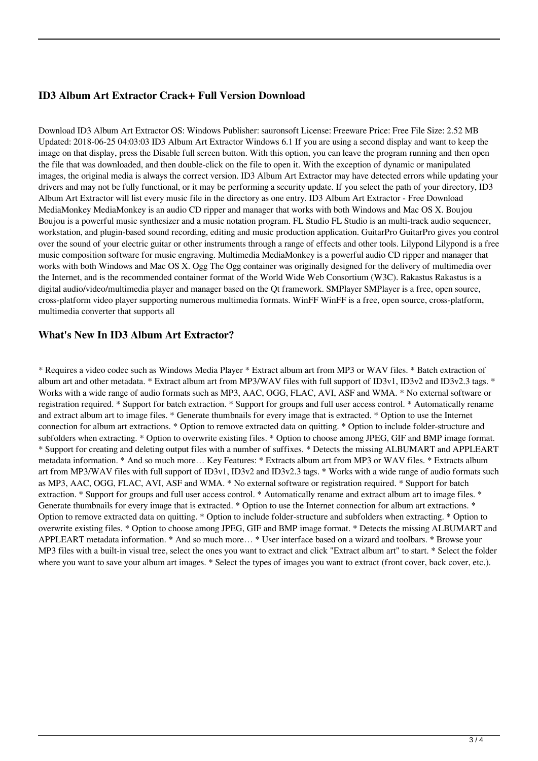### ID3 Album Art Extractor Crack+ Full Version Download

Download ID3 Album Art Extractor OS: Windows Publisher: sauronsoft License: Freeware Price: Free File Size: 2.52 MB Updated: 2018-06-25 04:03:03 ID3 Album Art Extractor Windows 6.1 If you are using a second display and want to keep the image on that display, press the Disable full screen button. With this option, you can leave the program running and then open the file that was downloaded, and then double-click on the file to open it. With the exception of dynamic or manipulated images, the original media is always the correct version. ID3 Album Art Extractor may have detected errors while updating your drivers and may not be fully functional, or it may be performing a security update. If you select the path of your directory, ID3 Album Art Extractor will list every music file in the directory as one entry. ID3 Album Art Extractor - Free Download MediaMonkey MediaMonkey is an audio CD ripper and manager that works with both Windows and Mac OS X. Boujou Boujou is a powerful music synthesizer and a music notation program. FL Studio FL Studio is an multi-track audio sequencer, workstation, and plugin-based sound recording, editing and music production application. GuitarPro GuitarPro gives you control over the sound of your electric guitar or other instruments through a range of effects and other tools. Lilypond Lilypond is a free music composition software for music engraving. Multimedia MediaMonkey is a powerful audio CD ripper and manager that works with both Windows and Mac OS X. Ogg The Ogg container was originally designed for the delivery of multimedia over the Internet, and is the recommended container format of the World Wide Web Consortium (W3C). Rakastus Rakastus is a digital audio/video/multimedia player and manager based on the Qt framework. SMPlayer SMPlayer is a free, open source, cross-platform video player supporting numerous multimedia formats. WinFF WinFF is a free, open source, cross-platform, multimedia converter that supports all

### What's New In ID3 Album Art Extractor?

* Requires a video codec such as Windows Media Player * Extract album art from MP3 or WAV files. * Batch extraction of album art and other metadata. * Extract album art from MP3/WAV files with full support of ID3v1, ID3v2 and ID3v2.3 tags. * Works with a wide range of audio formats such as MP3, AAC, OGG, FLAC, AVI, ASF and WMA. * No external software or registration required. * Support for batch extraction. * Support for groups and full user access control. * Automatically rename and extract album art to image files. * Generate thumbnails for every image that is extracted. * Option to use the Internet connection for album art extractions. * Option to remove extracted data on quitting. * Option to include folder-structure and subfolders when extracting. * Option to overwrite existing files. * Option to choose among JPEG, GIF and BMP image format. * Support for creating and deleting output files with a number of suffixes. * Detects the missing ALBUMART and APPLEART metadata information. * And so much more… Key Features: * Extracts album art from MP3 or WAV files. * Extracts album art from MP3/WAV files with full support of ID3v1, ID3v2 and ID3v2.3 tags. * Works with a wide range of audio formats such as MP3, AAC, OGG, FLAC, AVI, ASF and WMA. * No external software or registration required. * Support for batch extraction. * Support for groups and full user access control. * Automatically rename and extract album art to image files. * Generate thumbnails for every image that is extracted. * Option to use the Internet connection for album art extractions. * Option to remove extracted data on quitting. * Option to include folder-structure and subfolders when extracting. * Option to overwrite existing files. * Option to choose among JPEG, GIF and BMP image format. * Detects the missing ALBUMART and APPLEART metadata information. * And so much more… * User interface based on a wizard and toolbars. * Browse your MP3 files with a built-in visual tree, select the ones you want to extract and click "Extract album art" to start. * Select the folder where you want to save your album art images. * Select the types of images you want to extract (front cover, back cover, etc.).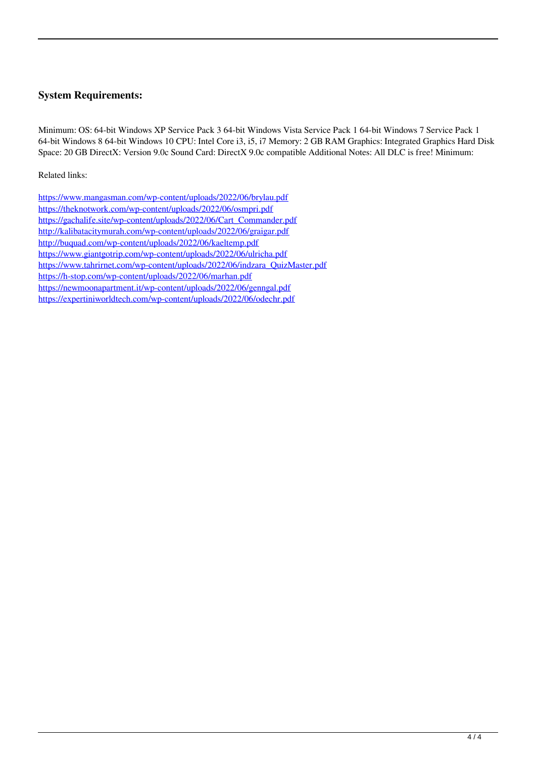### System Requirements:

Minimum: OS: 64-bit Windows XP Service Pack 3 64-bit Windows Vista Service Pack 1 64-bit Windows 7 Service Pack 1 64-bit Windows 8 64-bit Windows 10 CPU: Intel Core i3, i5, i7 Memory: 2 GB RAM Graphics: Integrated Graphics Hard Disk Space: 20 GB DirectX: Version 9.0c Sound Card: DirectX 9.0c compatible Additional Notes: All DLC is free! Minimum:

Related links:

https://www.mangasman.com/wp-content/uploads/2022/06/brylau.pdf
https://theknotwork.com/wp-content/uploads/2022/06/osmpri.pdf
https://gachalife.site/wp-content/uploads/2022/06/Cart_Commander.pdf
http://kalibatacitymurah.com/wp-content/uploads/2022/06/graigar.pdf
http://buquad.com/wp-content/uploads/2022/06/kaeltemp.pdf
https://www.giantgotrip.com/wp-content/uploads/2022/06/ulricha.pdf
https://www.tahrirnet.com/wp-content/uploads/2022/06/indzara_QuizMaster.pdf
https://h-stop.com/wp-content/uploads/2022/06/marhan.pdf
https://newmoonapartment.it/wp-content/uploads/2022/06/genngal.pdf
https://expertiniworldtech.com/wp-content/uploads/2022/06/odechr.pdf